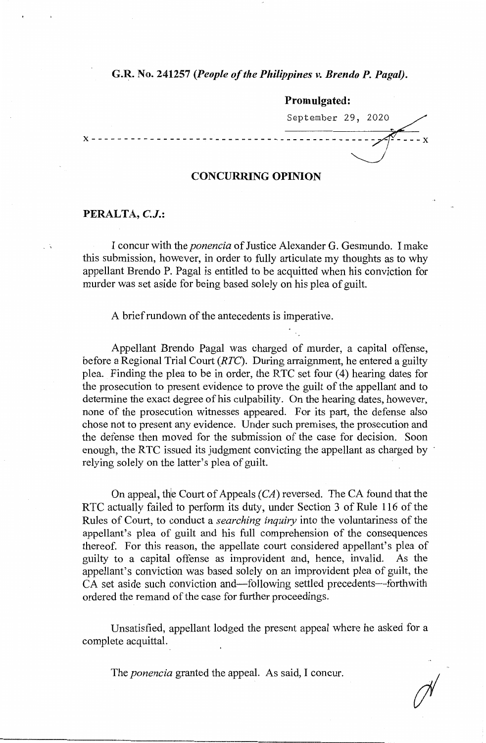**G.R. No. 241257 (*People of the Philippines v. Brendo P. Pagal*).**

**Promulgated:**

September 29, 2020

x - - - - - - - - - - - - - - - - - - - - - - - - - - - - - - - - - - - - - - - - - - - - - x

## CONCURRING OPINION

**PERALTA, *C.J.*:**

I concur with the *ponencia* of Justice Alexander G. Gesmundo. I make this submission, however, in order to fully articulate my thoughts as to why appellant Brendo P. Pagal is entitled to be acquitted when his conviction for murder was set aside for being based solely on his plea of guilt.

A brief rundown of the antecedents is imperative.

Appellant Brendo Pagal was charged of murder, a capital offense, before a Regional Trial Court (*RTC*). During arraignment, he entered a guilty plea. Finding the plea to be in order, the RTC set four (4) hearing dates for the prosecution to present evidence to prove the guilt of the appellant and to determine the exact degree of his culpability. On the hearing dates, however, none of the prosecution witnesses appeared. For its part, the defense also chose not to present any evidence. Under such premises, the prosecution and the defense then moved for the submission of the case for decision. Soon enough, the RTC issued its judgment convicting the appellant as charged by relying solely on the latter's plea of guilt.

On appeal, the Court of Appeals (*CA*) reversed. The CA found that the RTC actually failed to perform its duty, under Section 3 of Rule 116 of the Rules of Court, to conduct a *searching inquiry* into the voluntariness of the appellant's plea of guilt and his full comprehension of the consequences thereof. For this reason, the appellate court considered appellant's plea of guilty to a capital offense as improvident and, hence, invalid. As the appellant's conviction was based solely on an improvident plea of guilt, the CA set aside such conviction and—following settled precedents—forthwith ordered the remand of the case for further proceedings.

Unsatisfied, appellant lodged the present appeal where he asked for a complete acquittal.

The *ponencia* granted the appeal. As said, I concur.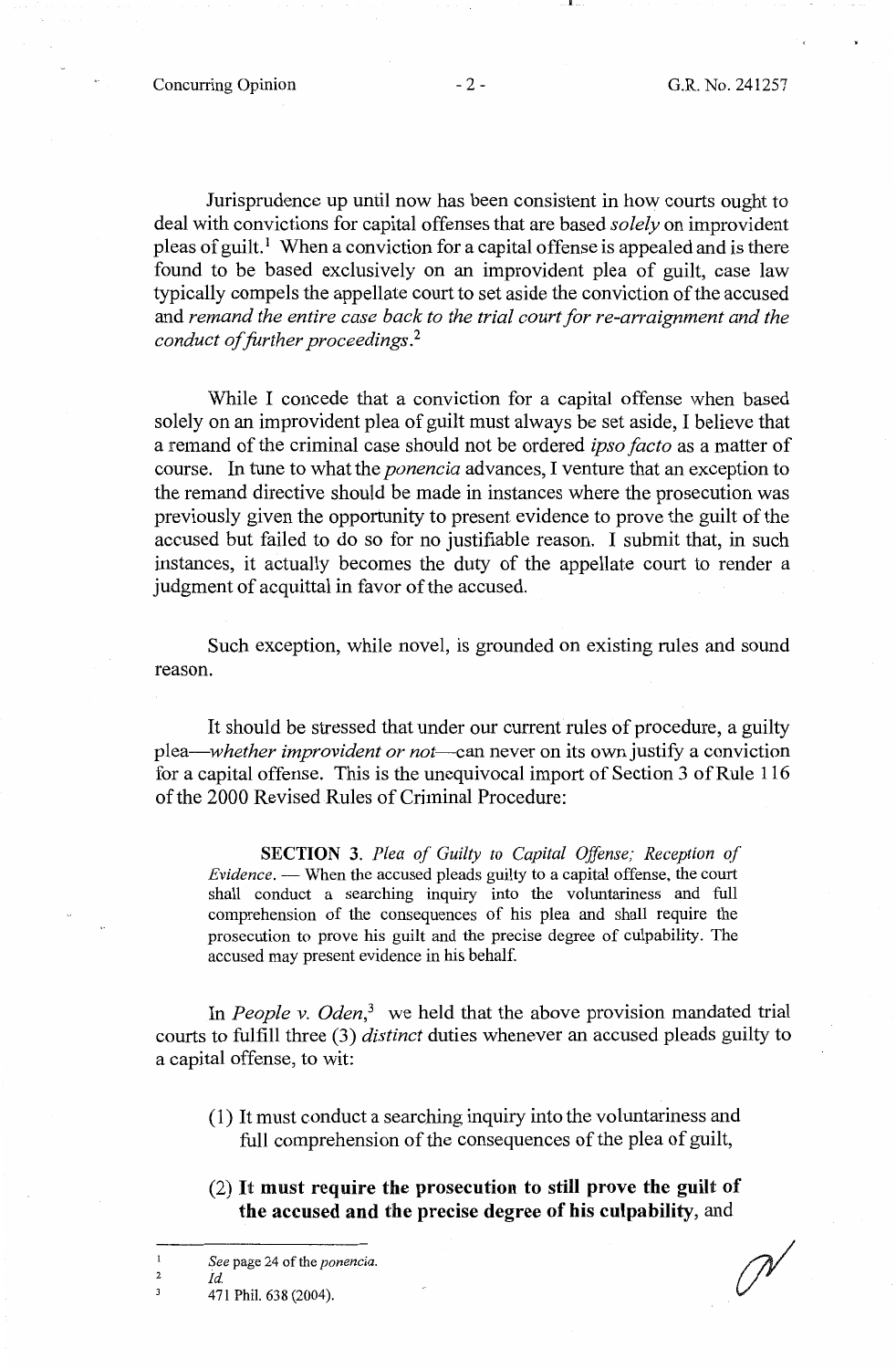Jurisprudence up until now has been consistent in how courts ought to deal with convictions for capital offenses that are based *solely* on improvident pleas of guilt.[1] When a conviction for a capital offense is appealed and is there found to be based exclusively on an improvident plea of guilt, case law typically compels the appellate court to set aside the conviction of the accused and *remand the entire case back to the trial court for re-arraignment and the conduct of further proceedings*.[2]

While I concede that a conviction for a capital offense when based solely on an improvident plea of guilt must always be set aside, I believe that a remand of the criminal case should not be ordered *ipso facto* as a matter of course. In tune to what the *ponencia* advances, I venture that an exception to the remand directive should be made in instances where the prosecution was previously given the opportunity to present evidence to prove the guilt of the accused but failed to do so for no justifiable reason. I submit that, in such instances, it actually becomes the duty of the appellate court to render a judgment of acquittal in favor of the accused.

Such exception, while novel, is grounded on existing rules and sound reason.

It should be stressed that under our current rules of procedure, a guilty plea—*whether improvident or not*—can never on its own justify a conviction for a capital offense. This is the unequivocal import of Section 3 of Rule 116 of the 2000 Revised Rules of Criminal Procedure:

> **SECTION 3.** *Plea of Guilty to Capital Offense; Reception of Evidence.* — When the accused pleads guilty to a capital offense, the court shall conduct a searching inquiry into the voluntariness and full comprehension of the consequences of his plea and shall require the prosecution to prove his guilt and the precise degree of culpability. The accused may present evidence in his behalf.

In *People v. Oden*,[3] we held that the above provision mandated trial courts to fulfill three (3) *distinct* duties whenever an accused pleads guilty to a capital offense, to wit:

(1) It must conduct a searching inquiry into the voluntariness and full comprehension of the consequences of the plea of guilt,

(2) **It must require the prosecution to still prove the guilt of the accused and the precise degree of his culpability**, and

---

[1] *See* page 24 of the *ponencia*.

[2] *Id.*

[3] 471 Phil. 638 (2004).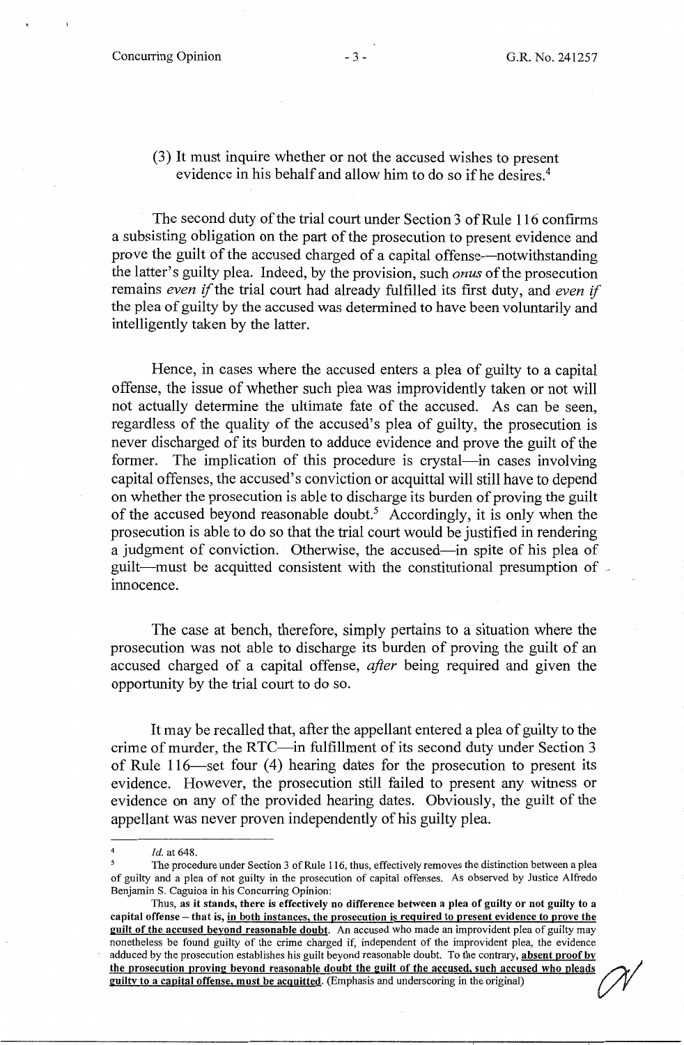(3) It must inquire whether or not the accused wishes to present evidence in his behalf and allow him to do so if he desires.[4]

The second duty of the trial court under Section 3 of Rule 116 confirms a subsisting obligation on the part of the prosecution to present evidence and prove the guilt of the accused charged of a capital offense—notwithstanding the latter's guilty plea. Indeed, by the provision, such *onus* of the prosecution remains *even if* the trial court had already fulfilled its first duty, and *even if* the plea of guilty by the accused was determined to have been voluntarily and intelligently taken by the latter.

Hence, in cases where the accused enters a plea of guilty to a capital offense, the issue of whether such plea was improvidently taken or not will not actually determine the ultimate fate of the accused. As can be seen, regardless of the quality of the accused's plea of guilty, the prosecution is never discharged of its burden to adduce evidence and prove the guilt of the former. The implication of this procedure is crystal—in cases involving capital offenses, the accused's conviction or acquittal will still have to depend on whether the prosecution is able to discharge its burden of proving the guilt of the accused beyond reasonable doubt.[5] Accordingly, it is only when the prosecution is able to do so that the trial court would be justified in rendering a judgment of conviction. Otherwise, the accused—in spite of his plea of guilt—must be acquitted consistent with the constitutional presumption of innocence.

The case at bench, therefore, simply pertains to a situation where the prosecution was not able to discharge its burden of proving the guilt of an accused charged of a capital offense, *after* being required and given the opportunity by the trial court to do so.

It may be recalled that, after the appellant entered a plea of guilty to the crime of murder, the RTC—in fulfillment of its second duty under Section 3 of Rule 116—set four (4) hearing dates for the prosecution to present its evidence. However, the prosecution still failed to present any witness or evidence on any of the provided hearing dates. Obviously, the guilt of the appellant was never proven independently of his guilty plea.

---

[4] *Id.* at 648.

[5] The procedure under Section 3 of Rule 116, thus, effectively removes the distinction between a plea of guilty and a plea of not guilty in the prosecution of capital offenses. As observed by Justice Alfredo Benjamin S. Caguioa in his Concurring Opinion:

Thus, **as it stands, there is effectively no difference between a plea of guilty or not guilty to a capital offense – that is, <u>in both instances, the prosecution is required to present evidence to prove the guilt of the accused beyond reasonable doubt</u>**. An accused who made an improvident plea of guilty may nonetheless be found guilty of the crime charged if, independent of the improvident plea, the evidence adduced by the prosecution establishes his guilt beyond reasonable doubt. To the contrary, **<u>absent proof by the prosecution proving beyond reasonable doubt the guilt of the accused, such accused who pleads guilty to a capital offense, must be acquitted</u>**. (Emphasis and underscoring in the original)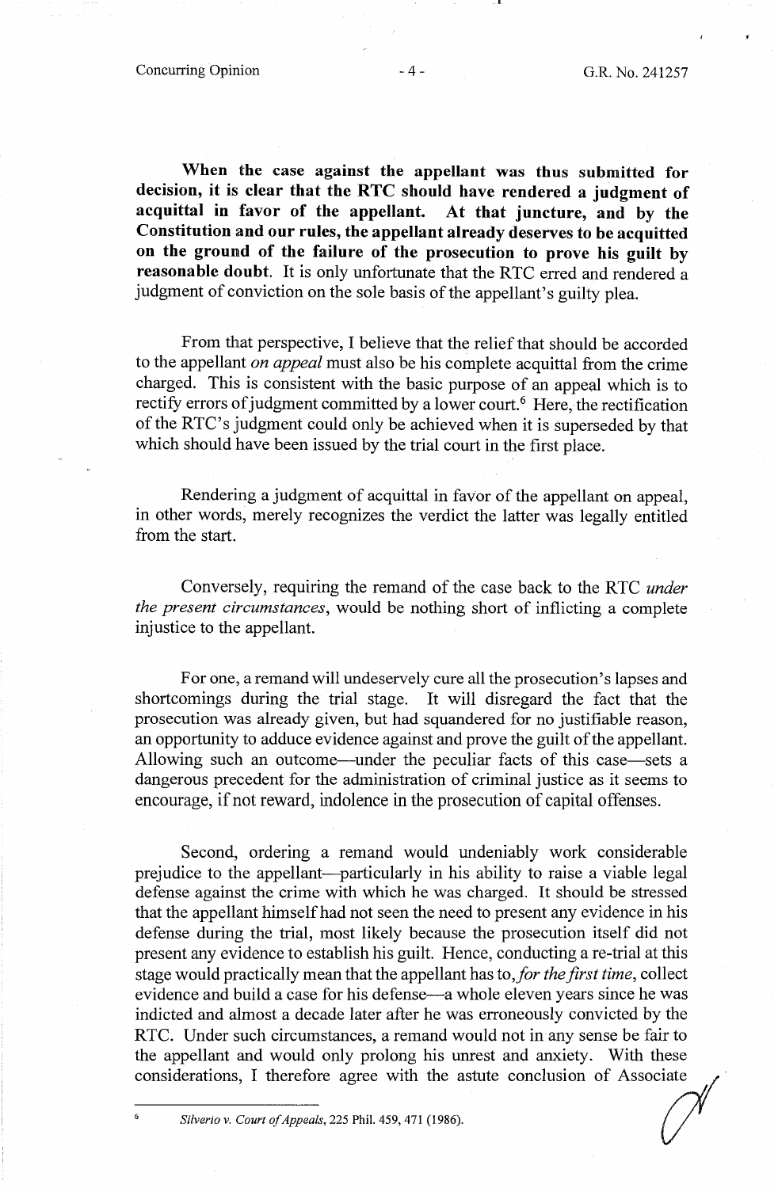**When the case against the appellant was thus submitted for decision, it is clear that the RTC should have rendered a judgment of acquittal in favor of the appellant. At that juncture, and by the Constitution and our rules, the appellant already deserves to be acquitted on the ground of the failure of the prosecution to prove his guilt by reasonable doubt**. It is only unfortunate that the RTC erred and rendered a judgment of conviction on the sole basis of the appellant's guilty plea.

From that perspective, I believe that the relief that should be accorded to the appellant *on appeal* must also be his complete acquittal from the crime charged. This is consistent with the basic purpose of an appeal which is to rectify errors of judgment committed by a lower court.[6] Here, the rectification of the RTC's judgment could only be achieved when it is superseded by that which should have been issued by the trial court in the first place.

Rendering a judgment of acquittal in favor of the appellant on appeal, in other words, merely recognizes the verdict the latter was legally entitled from the start.

Conversely, requiring the remand of the case back to the RTC *under the present circumstances*, would be nothing short of inflicting a complete injustice to the appellant.

For one, a remand will undeservely cure all the prosecution's lapses and shortcomings during the trial stage. It will disregard the fact that the prosecution was already given, but had squandered for no justifiable reason, an opportunity to adduce evidence against and prove the guilt of the appellant. Allowing such an outcome—under the peculiar facts of this case—sets a dangerous precedent for the administration of criminal justice as it seems to encourage, if not reward, indolence in the prosecution of capital offenses.

Second, ordering a remand would undeniably work considerable prejudice to the appellant—particularly in his ability to raise a viable legal defense against the crime with which he was charged. It should be stressed that the appellant himself had not seen the need to present any evidence in his defense during the trial, most likely because the prosecution itself did not present any evidence to establish his guilt. Hence, conducting a re-trial at this stage would practically mean that the appellant has to, *for the first time*, collect evidence and build a case for his defense—a whole eleven years since he was indicted and almost a decade later after he was erroneously convicted by the RTC. Under such circumstances, a remand would not in any sense be fair to the appellant and would only prolong his unrest and anxiety. With these considerations, I therefore agree with the astute conclusion of Associate

---

[6] *Silverio v. Court of Appeals*, 225 Phil. 459, 471 (1986).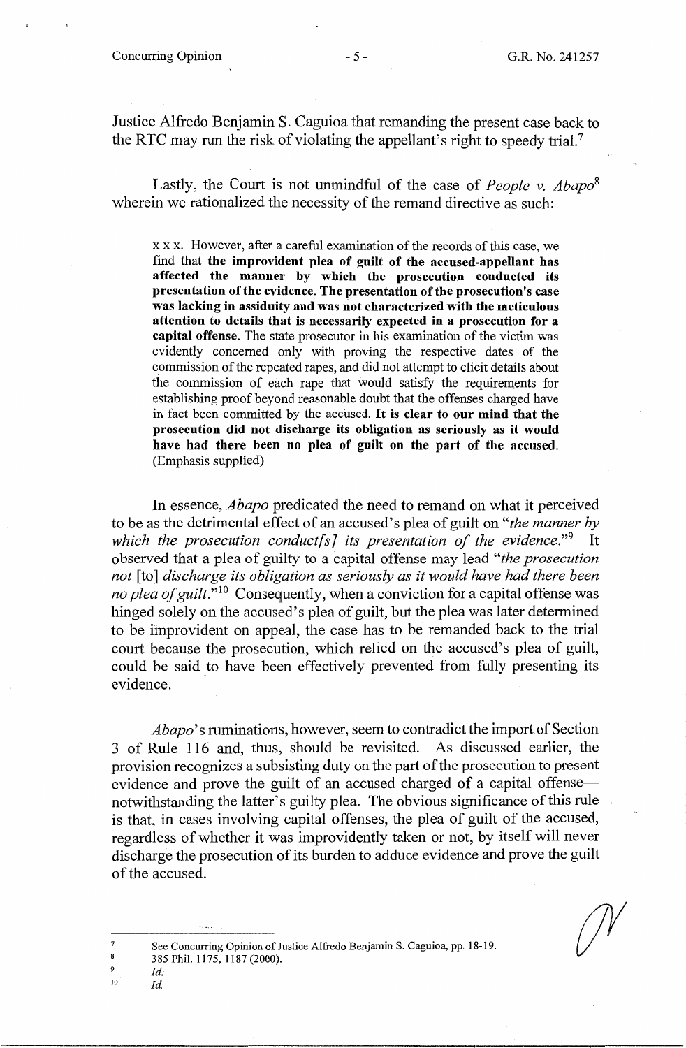Justice Alfredo Benjamin S. Caguioa that remanding the present case back to the RTC may run the risk of violating the appellant's right to speedy trial.[7]

Lastly, the Court is not unmindful of the case of *People v. Abapo*[8] wherein we rationalized the necessity of the remand directive as such:

> x x x. However, after a careful examination of the records of this case, we find that **the improvident plea of guilt of the accused-appellant has affected the manner by which the prosecution conducted its presentation of the evidence. The presentation of the prosecution's case was lacking in assiduity and was not characterized with the meticulous attention to details that is necessarily expected in a prosecution for a capital offense.** The state prosecutor in his examination of the victim was evidently concerned only with proving the respective dates of the commission of the repeated rapes, and did not attempt to elicit details about the commission of each rape that would satisfy the requirements for establishing proof beyond reasonable doubt that the offenses charged have in fact been committed by the accused. **It is clear to our mind that the prosecution did not discharge its obligation as seriously as it would have had there been no plea of guilt on the part of the accused.** (Emphasis supplied)

In essence, *Abapo* predicated the need to remand on what it perceived to be as the detrimental effect of an accused's plea of guilt on "*the manner by which the prosecution conduct[s] its presentation of the evidence.*"[9] It observed that a plea of guilty to a capital offense may lead "*the prosecution not* [to] *discharge its obligation as seriously as it would have had there been no plea of guilt.*"[10] Consequently, when a conviction for a capital offense was hinged solely on the accused's plea of guilt, but the plea was later determined to be improvident on appeal, the case has to be remanded back to the trial court because the prosecution, which relied on the accused's plea of guilt, could be said to have been effectively prevented from fully presenting its evidence.

*Abapo*'s ruminations, however, seem to contradict the import of Section 3 of Rule 116 and, thus, should be revisited. As discussed earlier, the provision recognizes a subsisting duty on the part of the prosecution to present evidence and prove the guilt of an accused charged of a capital offense—notwithstanding the latter's guilty plea. The obvious significance of this rule is that, in cases involving capital offenses, the plea of guilt of the accused, regardless of whether it was improvidently taken or not, by itself will never discharge the prosecution of its burden to adduce evidence and prove the guilt of the accused.

---

[7] See Concurring Opinion of Justice Alfredo Benjamin S. Caguioa, pp. 18-19.
[8] 385 Phil. 1175, 1187 (2000).
[9] *Id.*
[10] *Id.*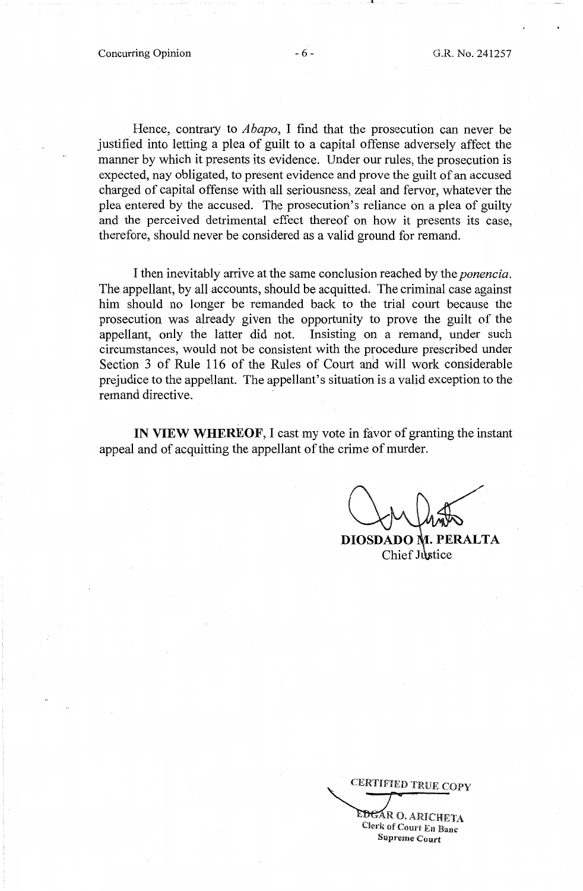Hence, contrary to *Abapo*, I find that the prosecution can never be justified into letting a plea of guilt to a capital offense adversely affect the manner by which it presents its evidence. Under our rules, the prosecution is expected, nay obligated, to present evidence and prove the guilt of an accused charged of capital offense with all seriousness, zeal and fervor, whatever the plea entered by the accused. The prosecution's reliance on a plea of guilty and the perceived detrimental effect thereof on how it presents its case, therefore, should never be considered as a valid ground for remand.

I then inevitably arrive at the same conclusion reached by the *ponencia*. The appellant, by all accounts, should be acquitted. The criminal case against him should no longer be remanded back to the trial court because the prosecution was already given the opportunity to prove the guilt of the appellant, only the latter did not. Insisting on a remand, under such circumstances, would not be consistent with the procedure prescribed under Section 3 of Rule 116 of the Rules of Court and will work considerable prejudice to the appellant. The appellant's situation is a valid exception to the remand directive.

**IN VIEW WHEREOF**, I cast my vote in favor of granting the instant appeal and of acquitting the appellant of the crime of murder.

**DIOSDADO M. PERALTA**
Chief Justice

CERTIFIED TRUE COPY

EDGAR O. ARICHETA
Clerk of Court En Banc
Supreme Court